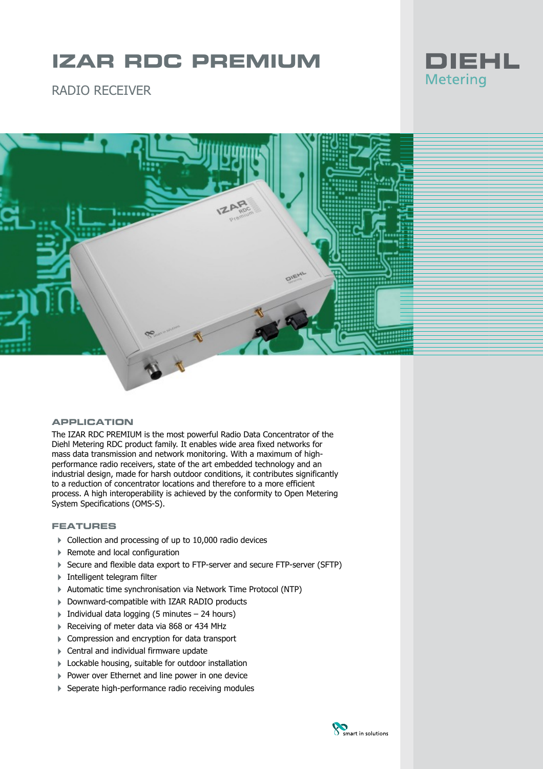# IZAR RDC PREMIUM

RADIO RECEIVER

DIEHL
Metering

## APPLICATION

The IZAR RDC PREMIUM is the most powerful Radio Data Concentrator of the Diehl Metering RDC product family. It enables wide area fixed networks for mass data transmission and network monitoring. With a maximum of high-performance radio receivers, state of the art embedded technology and an industrial design, made for harsh outdoor conditions, it contributes significantly to a reduction of concentrator locations and therefore to a more efficient process. A high interoperability is achieved by the conformity to Open Metering System Specifications (OMS-S).

## FEATURES

- Collection and processing of up to 10,000 radio devices
- Remote and local configuration
- Secure and flexible data export to FTP-server and secure FTP-server (SFTP)
- Intelligent telegram filter
- Automatic time synchronisation via Network Time Protocol (NTP)
- Downward-compatible with IZAR RADIO products
- Individual data logging (5 minutes – 24 hours)
- Receiving of meter data via 868 or 434 MHz
- Compression and encryption for data transport
- Central and individual firmware update
- Lockable housing, suitable for outdoor installation
- Power over Ethernet and line power in one device
- Seperate high-performance radio receiving modules

smart in solutions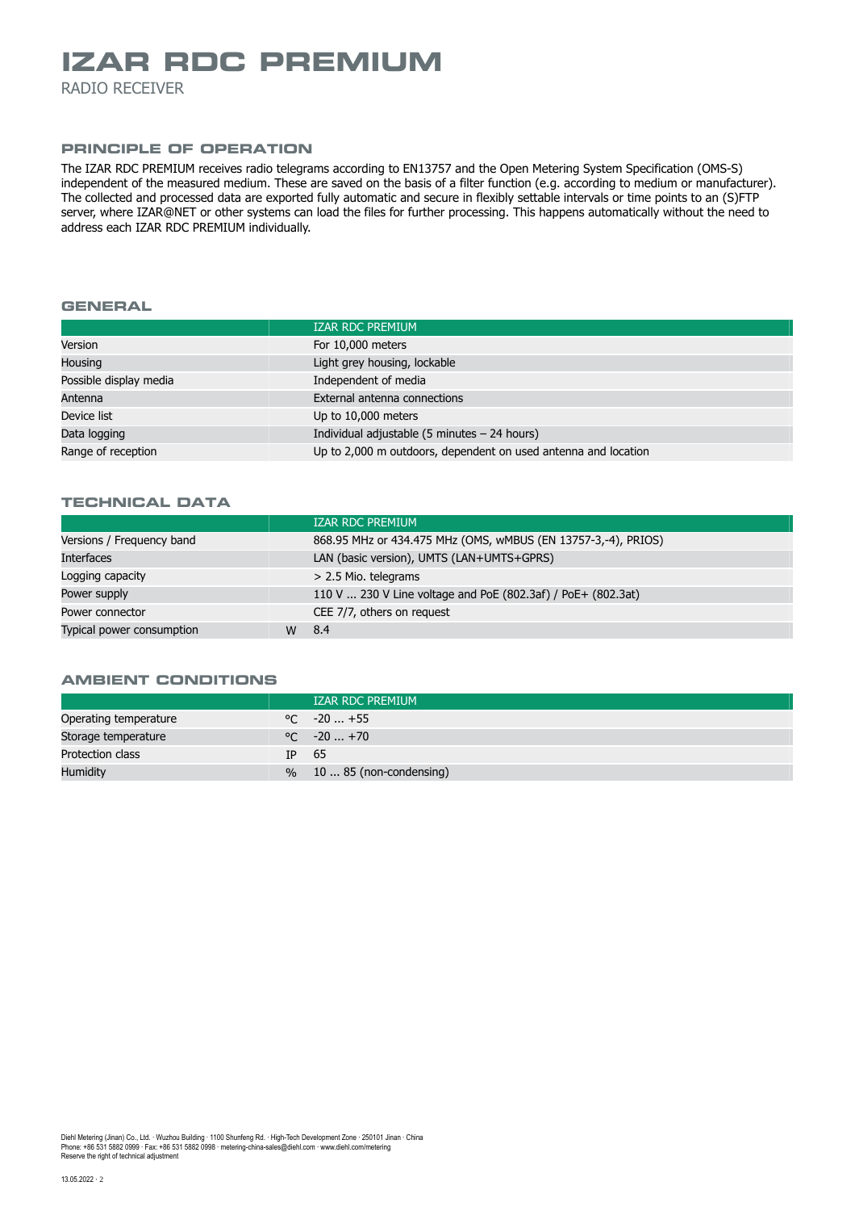# IZAR RDC PREMIUM

RADIO RECEIVER

## PRINCIPLE OF OPERATION

The IZAR RDC PREMIUM receives radio telegrams according to EN13757 and the Open Metering System Specification (OMS-S) independent of the measured medium. These are saved on the basis of a filter function (e.g. according to medium or manufacturer). The collected and processed data are exported fully automatic and secure in flexibly settable intervals or time points to an (S)FTP server, where IZAR@NET or other systems can load the files for further processing. This happens automatically without the need to address each IZAR RDC PREMIUM individually.

## GENERAL

| | IZAR RDC PREMIUM |
|---|---|
| Version | For 10,000 meters |
| Housing | Light grey housing, lockable |
| Possible display media | Independent of media |
| Antenna | External antenna connections |
| Device list | Up to 10,000 meters |
| Data logging | Individual adjustable (5 minutes – 24 hours) |
| Range of reception | Up to 2,000 m outdoors, dependent on used antenna and location |

## TECHNICAL DATA

| | | IZAR RDC PREMIUM |
|---|---|---|
| Versions / Frequency band | | 868.95 MHz or 434.475 MHz (OMS, wMBUS (EN 13757-3,-4), PRIOS) |
| Interfaces | | LAN (basic version), UMTS (LAN+UMTS+GPRS) |
| Logging capacity | | > 2.5 Mio. telegrams |
| Power supply | | 110 V ... 230 V Line voltage and PoE (802.3af) / PoE+ (802.3at) |
| Power connector | | CEE 7/7, others on request |
| Typical power consumption | W | 8.4 |

## AMBIENT CONDITIONS

| | | IZAR RDC PREMIUM |
|---|---|---|
| Operating temperature | °C | -20 ... +55 |
| Storage temperature | °C | -20 ... +70 |
| Protection class | IP | 65 |
| Humidity | % | 10 ... 85 (non-condensing) |

Diehl Metering (Jinan) Co., Ltd. · Wuzhou Building · 1100 Shunfeng Rd. · High-Tech Development Zone · 250101 Jinan · China
Phone: +86 531 5882 0999 · Fax: +86 531 5882 0998 · metering-china-sales@diehl.com · www.diehl.com/metering
Reserve the right of technical adjustment

13.05.2022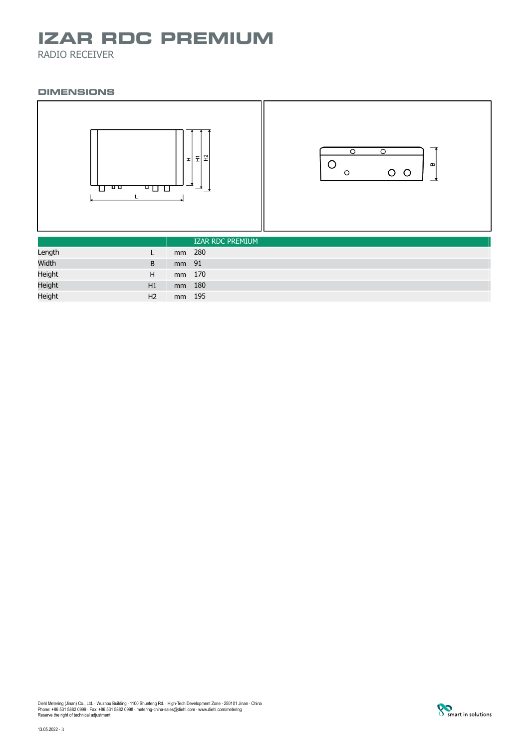# IZAR RDC PREMIUM

RADIO RECEIVER

## DIMENSIONS

L

H

H1

H2

B

| | | | IZAR RDC PREMIUM |
|---|---|---|---|
| Length | L | mm | 280 |
| Width | B | mm | 91 |
| Height | H | mm | 170 |
| Height | H1 | mm | 180 |
| Height | H2 | mm | 195 |

Diehl Metering (Jinan) Co., Ltd. · Wuzhou Building · 1100 Shunfeng Rd. · High-Tech Development Zone · 250101 Jinan · China
Phone: +86 531 5882 0999 · Fax: +86 531 5882 0998 · metering-china-sales@diehl.com · www.diehl.com/metering
Reserve the right of technical adjustment

smart in solutions

13.05.2022